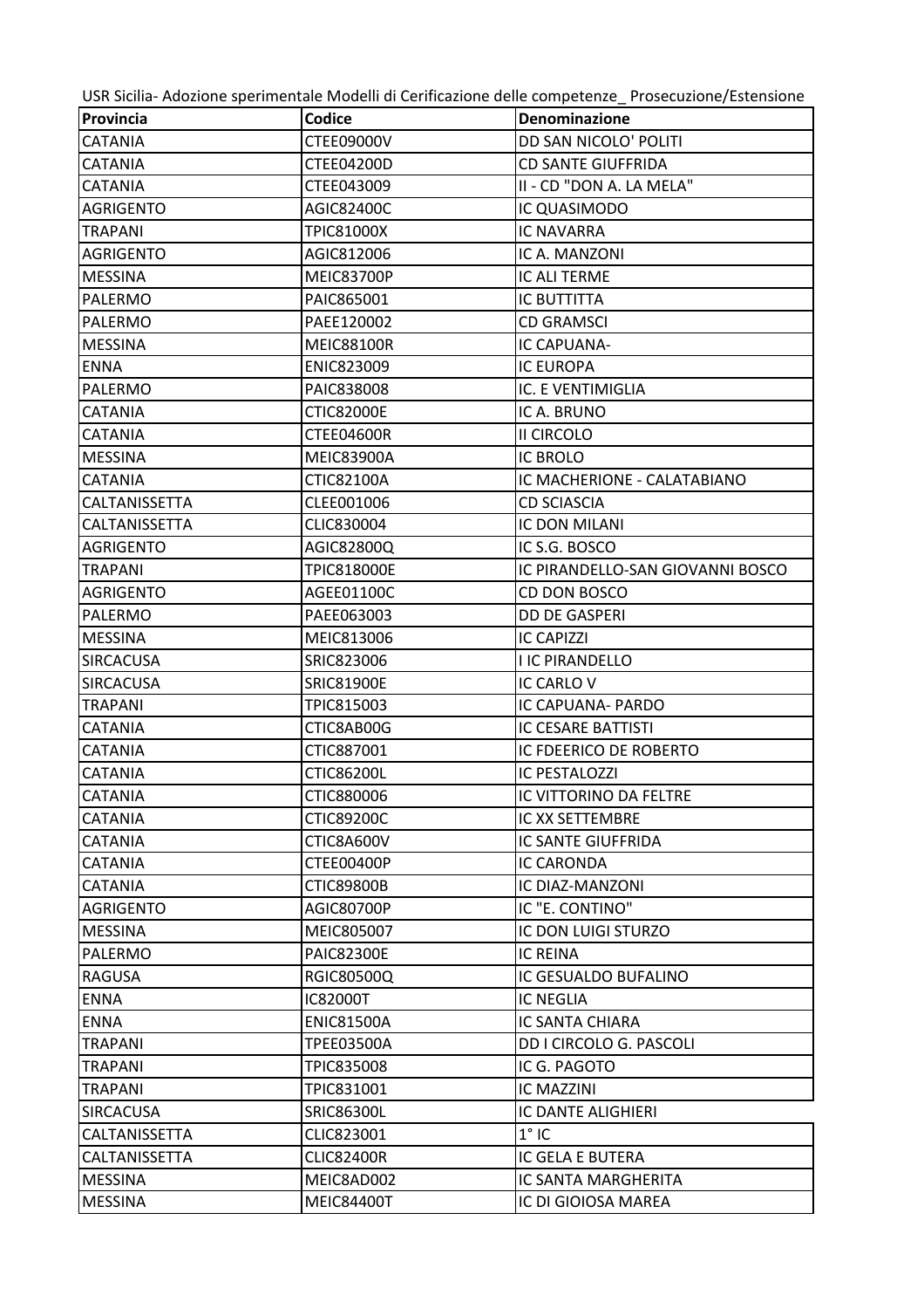USR Sicilia- Adozione sperimentale Modelli di Cerificazione delle competenze_ Prosecuzione/Estensione

| Provincia | Codice | Denominazione |
|---|---|---|
| CATANIA | CTEE09000V | DD SAN NICOLO' POLITI |
| CATANIA | CTEE04200D | CD SANTE GIUFFRIDA |
| CATANIA | CTEE043009 | II - CD "DON A. LA MELA" |
| AGRIGENTO | AGIC82400C | IC QUASIMODO |
| TRAPANI | TPIC81000X | IC NAVARRA |
| AGRIGENTO | AGIC812006 | IC A. MANZONI |
| MESSINA | MEIC83700P | IC ALI TERME |
| PALERMO | PAIC865001 | IC BUTTITTA |
| PALERMO | PAEE120002 | CD GRAMSCI |
| MESSINA | MEIC88100R | IC CAPUANA- |
| ENNA | ENIC823009 | IC EUROPA |
| PALERMO | PAIC838008 | IC. E VENTIMIGLIA |
| CATANIA | CTIC82000E | IC A. BRUNO |
| CATANIA | CTEE04600R | II CIRCOLO |
| MESSINA | MEIC83900A | IC BROLO |
| CATANIA | CTIC82100A | IC MACHERIONE - CALATABIANO |
| CALTANISSETTA | CLEE001006 | CD SCIASCIA |
| CALTANISSETTA | CLIC830004 | IC DON MILANI |
| AGRIGENTO | AGIC82800Q | IC S.G. BOSCO |
| TRAPANI | TPIC818000E | IC PIRANDELLO-SAN GIOVANNI BOSCO |
| AGRIGENTO | AGEE01100C | CD DON BOSCO |
| PALERMO | PAEE063003 | DD DE GASPERI |
| MESSINA | MEIC813006 | IC CAPIZZI |
| SIRCACUSA | SRIC823006 | I IC PIRANDELLO |
| SIRCACUSA | SRIC81900E | IC CARLO V |
| TRAPANI | TPIC815003 | IC CAPUANA- PARDO |
| CATANIA | CTIC8AB00G | IC CESARE BATTISTI |
| CATANIA | CTIC887001 | IC FDEERICO DE ROBERTO |
| CATANIA | CTIC86200L | IC PESTALOZZI |
| CATANIA | CTIC880006 | IC VITTORINO DA FELTRE |
| CATANIA | CTIC89200C | IC XX SETTEMBRE |
| CATANIA | CTIC8A600V | IC SANTE GIUFFRIDA |
| CATANIA | CTEE00400P | IC CARONDA |
| CATANIA | CTIC89800B | IC DIAZ-MANZONI |
| AGRIGENTO | AGIC80700P | IC "E. CONTINO" |
| MESSINA | MEIC805007 | IC DON LUIGI STURZO |
| PALERMO | PAIC82300E | IC REINA |
| RAGUSA | RGIC80500Q | IC GESUALDO BUFALINO |
| ENNA | IC82000T | IC NEGLIA |
| ENNA | ENIC81500A | IC SANTA CHIARA |
| TRAPANI | TPEE03500A | DD I CIRCOLO G. PASCOLI |
| TRAPANI | TPIC835008 | IC G. PAGOTO |
| TRAPANI | TPIC831001 | IC MAZZINI |
| SIRCACUSA | SRIC86300L | IC DANTE ALIGHIERI |
| CALTANISSETTA | CLIC823001 | 1° IC |
| CALTANISSETTA | CLIC82400R | IC GELA E BUTERA |
| MESSINA | MEIC8AD002 | IC SANTA MARGHERITA |
| MESSINA | MEIC84400T | IC DI GIOIOSA MAREA |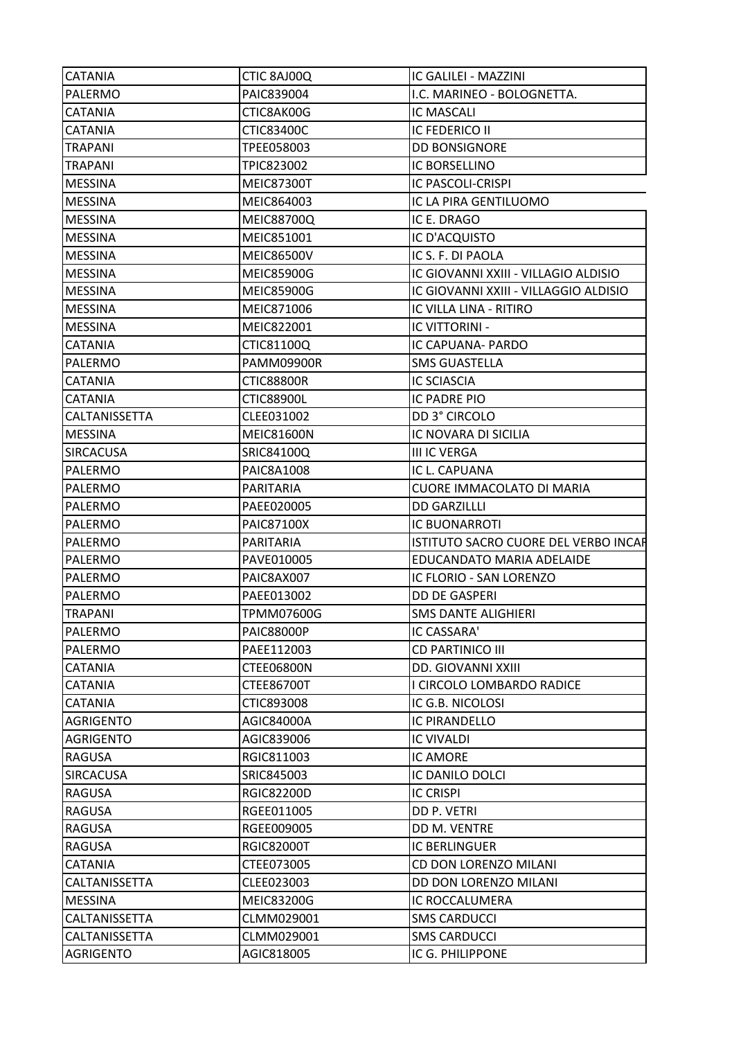| | | |
|---|---|---|
| CATANIA | CTIC 8AJ00Q | IC GALILEI - MAZZINI |
| PALERMO | PAIC839004 | I.C. MARINEO - BOLOGNETTA. |
| CATANIA | CTIC8AK00G | IC MASCALI |
| CATANIA | CTIC83400C | IC FEDERICO II |
| TRAPANI | TPEE058003 | DD BONSIGNORE |
| TRAPANI | TPIC823002 | IC BORSELLINO |
| MESSINA | MEIC87300T | IC PASCOLI-CRISPI |
| MESSINA | MEIC864003 | IC LA PIRA GENTILUOMO |
| MESSINA | MEIC88700Q | IC E. DRAGO |
| MESSINA | MEIC851001 | IC D'ACQUISTO |
| MESSINA | MEIC86500V | IC S. F. DI PAOLA |
| MESSINA | MEIC85900G | IC GIOVANNI XXIII - VILLAGIO ALDISIO |
| MESSINA | MEIC85900G | IC GIOVANNI XXIII - VILLAGGIO ALDISIO |
| MESSINA | MEIC871006 | IC VILLA LINA - RITIRO |
| MESSINA | MEIC822001 | IC VITTORINI - |
| CATANIA | CTIC81100Q | IC CAPUANA- PARDO |
| PALERMO | PAMM09900R | SMS GUASTELLA |
| CATANIA | CTIC88800R | IC SCIASCIA |
| CATANIA | CTIC88900L | IC PADRE PIO |
| CALTANISSETTA | CLEE031002 | DD 3° CIRCOLO |
| MESSINA | MEIC81600N | IC NOVARA DI SICILIA |
| SIRCACUSA | SRIC84100Q | III IC VERGA |
| PALERMO | PAIC8A1008 | IC L. CAPUANA |
| PALERMO | PARITARIA | CUORE IMMACOLATO DI MARIA |
| PALERMO | PAEE020005 | DD GARZILLLI |
| PALERMO | PAIC87100X | IC BUONARROTI |
| PALERMO | PARITARIA | ISTITUTO SACRO CUORE DEL VERBO INCAR |
| PALERMO | PAVE010005 | EDUCANDATO MARIA ADELAIDE |
| PALERMO | PAIC8AX007 | IC FLORIO - SAN LORENZO |
| PALERMO | PAEE013002 | DD DE GASPERI |
| TRAPANI | TPMM07600G | SMS DANTE ALIGHIERI |
| PALERMO | PAIC88000P | IC CASSARA' |
| PALERMO | PAEE112003 | CD PARTINICO III |
| CATANIA | CTEE06800N | DD. GIOVANNI XXIII |
| CATANIA | CTEE86700T | I CIRCOLO LOMBARDO RADICE |
| CATANIA | CTIC893008 | IC G.B. NICOLOSI |
| AGRIGENTO | AGIC84000A | IC PIRANDELLO |
| AGRIGENTO | AGIC839006 | IC VIVALDI |
| RAGUSA | RGIC811003 | IC AMORE |
| SIRCACUSA | SRIC845003 | IC DANILO DOLCI |
| RAGUSA | RGIC82200D | IC CRISPI |
| RAGUSA | RGEE011005 | DD P. VETRI |
| RAGUSA | RGEE009005 | DD M. VENTRE |
| RAGUSA | RGIC82000T | IC BERLINGUER |
| CATANIA | CTEE073005 | CD DON LORENZO MILANI |
| CALTANISSETTA | CLEE023003 | DD DON LORENZO MILANI |
| MESSINA | MEIC83200G | IC ROCCALUMERA |
| CALTANISSETTA | CLMM029001 | SMS CARDUCCI |
| CALTANISSETTA | CLMM029001 | SMS CARDUCCI |
| AGRIGENTO | AGIC818005 | IC G. PHILIPPONE |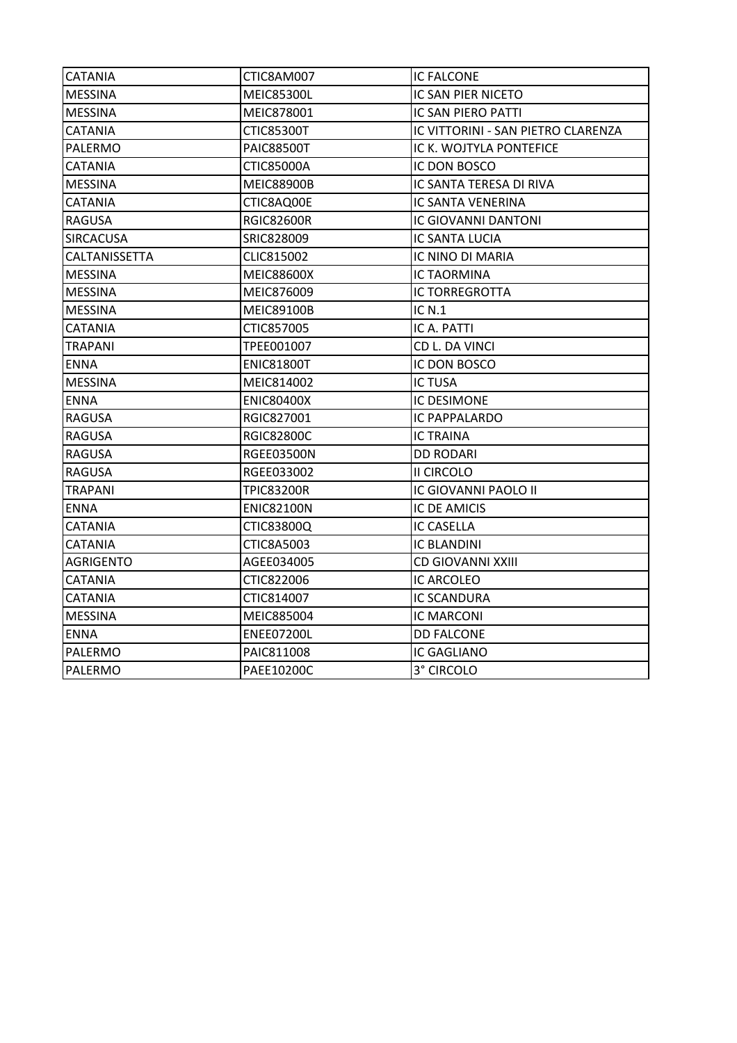| CATANIA | CTIC8AM007 | IC FALCONE |
|---|---|---|
| MESSINA | MEIC85300L | IC SAN PIER NICETO |
| MESSINA | MEIC878001 | IC SAN PIERO PATTI |
| CATANIA | CTIC85300T | IC VITTORINI - SAN PIETRO CLARENZA |
| PALERMO | PAIC88500T | IC K. WOJTYLA PONTEFICE |
| CATANIA | CTIC85000A | IC DON BOSCO |
| MESSINA | MEIC88900B | IC SANTA TERESA DI RIVA |
| CATANIA | CTIC8AQ00E | IC SANTA VENERINA |
| RAGUSA | RGIC82600R | IC GIOVANNI DANTONI |
| SIRCACUSA | SRIC828009 | IC SANTA LUCIA |
| CALTANISSETTA | CLIC815002 | IC NINO DI MARIA |
| MESSINA | MEIC88600X | IC TAORMINA |
| MESSINA | MEIC876009 | IC TORREGROTTA |
| MESSINA | MEIC89100B | IC N.1 |
| CATANIA | CTIC857005 | IC A. PATTI |
| TRAPANI | TPEE001007 | CD L. DA VINCI |
| ENNA | ENIC81800T | IC DON BOSCO |
| MESSINA | MEIC814002 | IC TUSA |
| ENNA | ENIC80400X | IC DESIMONE |
| RAGUSA | RGIC827001 | IC PAPPALARDO |
| RAGUSA | RGIC82800C | IC TRAINA |
| RAGUSA | RGEE03500N | DD RODARI |
| RAGUSA | RGEE033002 | II CIRCOLO |
| TRAPANI | TPIC83200R | IC GIOVANNI PAOLO II |
| ENNA | ENIC82100N | IC DE AMICIS |
| CATANIA | CTIC83800Q | IC CASELLA |
| CATANIA | CTIC8A5003 | IC BLANDINI |
| AGRIGENTO | AGEE034005 | CD GIOVANNI XXIII |
| CATANIA | CTIC822006 | IC ARCOLEO |
| CATANIA | CTIC814007 | IC SCANDURA |
| MESSINA | MEIC885004 | IC MARCONI |
| ENNA | ENEE07200L | DD FALCONE |
| PALERMO | PAIC811008 | IC GAGLIANO |
| PALERMO | PAEE10200C | 3° CIRCOLO |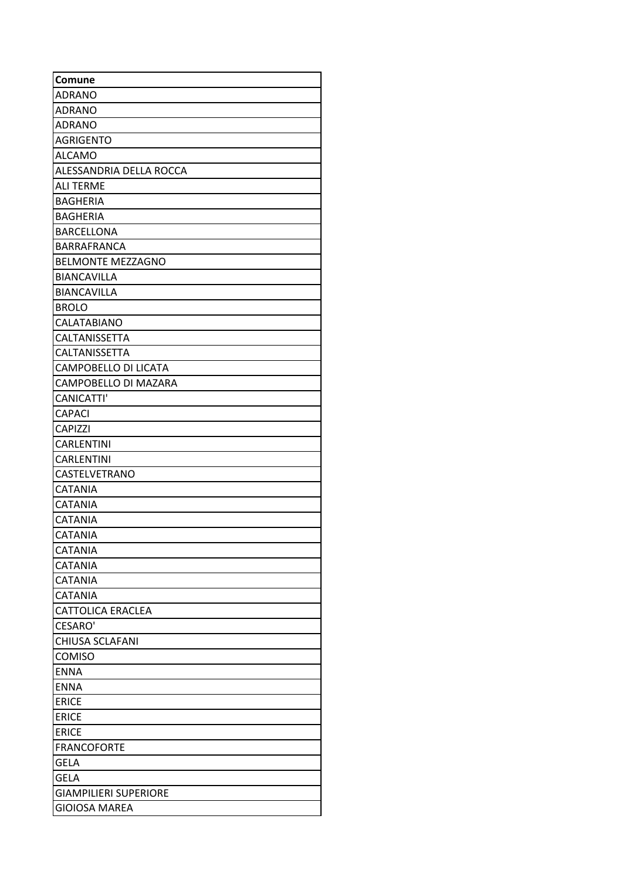| Comune |
| --- |
| ADRANO |
| ADRANO |
| ADRANO |
| AGRIGENTO |
| ALCAMO |
| ALESSANDRIA DELLA ROCCA |
| ALI TERME |
| BAGHERIA |
| BAGHERIA |
| BARCELLONA |
| BARRAFRANCA |
| BELMONTE MEZZAGNO |
| BIANCAVILLA |
| BIANCAVILLA |
| BROLO |
| CALATABIANO |
| CALTANISSETTA |
| CALTANISSETTA |
| CAMPOBELLO DI LICATA |
| CAMPOBELLO DI MAZARA |
| CANICATTI' |
| CAPACI |
| CAPIZZI |
| CARLENTINI |
| CARLENTINI |
| CASTELVETRANO |
| CATANIA |
| CATANIA |
| CATANIA |
| CATANIA |
| CATANIA |
| CATANIA |
| CATANIA |
| CATANIA |
| CATTOLICA ERACLEA |
| CESARO' |
| CHIUSA SCLAFANI |
| COMISO |
| ENNA |
| ENNA |
| ERICE |
| ERICE |
| ERICE |
| FRANCOFORTE |
| GELA |
| GELA |
| GIAMPILIERI SUPERIORE |
| GIOIOSA MAREA |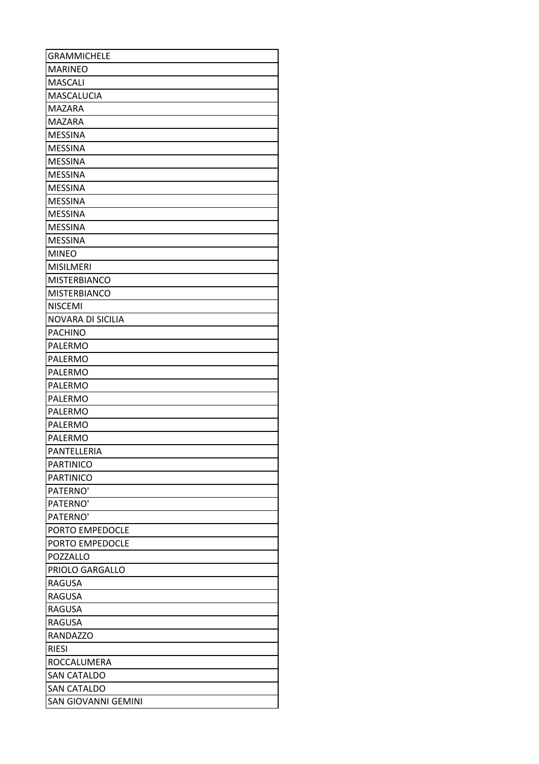| GRAMMICHELE |
| --- |
| MARINEO |
| MASCALI |
| MASCALUCIA |
| MAZARA |
| MAZARA |
| MESSINA |
| MESSINA |
| MESSINA |
| MESSINA |
| MESSINA |
| MESSINA |
| MESSINA |
| MESSINA |
| MESSINA |
| MINEO |
| MISILMERI |
| MISTERBIANCO |
| MISTERBIANCO |
| NISCEMI |
| NOVARA DI SICILIA |
| PACHINO |
| PALERMO |
| PALERMO |
| PALERMO |
| PALERMO |
| PALERMO |
| PALERMO |
| PALERMO |
| PALERMO |
| PANTELLERIA |
| PARTINICO |
| PARTINICO |
| PATERNO' |
| PATERNO' |
| PATERNO' |
| PORTO EMPEDOCLE |
| PORTO EMPEDOCLE |
| POZZALLO |
| PRIOLO GARGALLO |
| RAGUSA |
| RAGUSA |
| RAGUSA |
| RAGUSA |
| RANDAZZO |
| RIESI |
| ROCCALUMERA |
| SAN CATALDO |
| SAN CATALDO |
| SAN GIOVANNI GEMINI |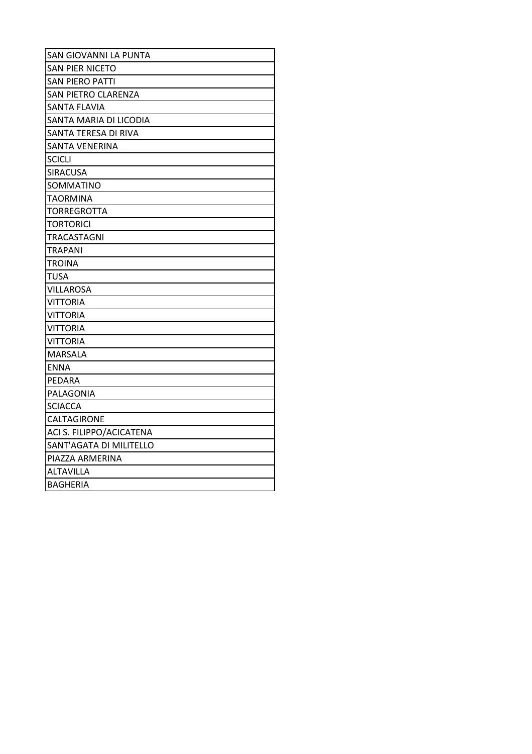| |
|---|
| SAN GIOVANNI LA PUNTA |
| SAN PIER NICETO |
| SAN PIERO PATTI |
| SAN PIETRO CLARENZA |
| SANTA FLAVIA |
| SANTA MARIA DI LICODIA |
| SANTA TERESA DI RIVA |
| SANTA VENERINA |
| SCICLI |
| SIRACUSA |
| SOMMATINO |
| TAORMINA |
| TORREGROTTA |
| TORTORICI |
| TRACASTAGNI |
| TRAPANI |
| TROINA |
| TUSA |
| VILLAROSA |
| VITTORIA |
| VITTORIA |
| VITTORIA |
| VITTORIA |
| MARSALA |
| ENNA |
| PEDARA |
| PALAGONIA |
| SCIACCA |
| CALTAGIRONE |
| ACI S. FILIPPO/ACICATENA |
| SANT'AGATA DI MILITELLO |
| PIAZZA ARMERINA |
| ALTAVILLA |
| BAGHERIA |